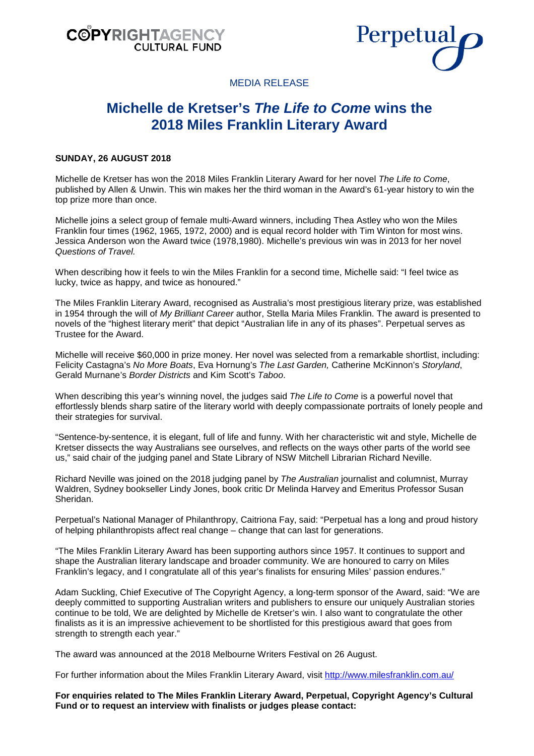COPYRIGHTAGENCY CULTURAL FUND

Perpetual

MEDIA RELEASE

# Michelle de Kretser's *The Life to Come* wins the 2018 Miles Franklin Literary Award

**SUNDAY, 26 AUGUST 2018**

Michelle de Kretser has won the 2018 Miles Franklin Literary Award for her novel *The Life to Come*, published by Allen & Unwin. This win makes her the third woman in the Award's 61-year history to win the top prize more than once.

Michelle joins a select group of female multi-Award winners, including Thea Astley who won the Miles Franklin four times (1962, 1965, 1972, 2000) and is equal record holder with Tim Winton for most wins. Jessica Anderson won the Award twice (1978,1980). Michelle's previous win was in 2013 for her novel *Questions of Travel.*

When describing how it feels to win the Miles Franklin for a second time, Michelle said: "I feel twice as lucky, twice as happy, and twice as honoured."

The Miles Franklin Literary Award, recognised as Australia's most prestigious literary prize, was established in 1954 through the will of *My Brilliant Career* author, Stella Maria Miles Franklin. The award is presented to novels of the "highest literary merit" that depict "Australian life in any of its phases". Perpetual serves as Trustee for the Award.

Michelle will receive $60,000 in prize money. Her novel was selected from a remarkable shortlist, including: Felicity Castagna's *No More Boats*, Eva Hornung's *The Last Garden,* Catherine McKinnon's *Storyland*, Gerald Murnane's *Border Districts* and Kim Scott's *Taboo*.

When describing this year's winning novel, the judges said *The Life to Come* is a powerful novel that effortlessly blends sharp satire of the literary world with deeply compassionate portraits of lonely people and their strategies for survival.

"Sentence-by-sentence, it is elegant, full of life and funny. With her characteristic wit and style, Michelle de Kretser dissects the way Australians see ourselves, and reflects on the ways other parts of the world see us," said chair of the judging panel and State Library of NSW Mitchell Librarian Richard Neville.

Richard Neville was joined on the 2018 judging panel by *The Australian* journalist and columnist, Murray Waldren, Sydney bookseller Lindy Jones, book critic Dr Melinda Harvey and Emeritus Professor Susan Sheridan.

Perpetual's National Manager of Philanthropy, Caitriona Fay, said: "Perpetual has a long and proud history of helping philanthropists affect real change – change that can last for generations.

"The Miles Franklin Literary Award has been supporting authors since 1957. It continues to support and shape the Australian literary landscape and broader community. We are honoured to carry on Miles Franklin's legacy, and I congratulate all of this year's finalists for ensuring Miles' passion endures."

Adam Suckling, Chief Executive of The Copyright Agency, a long-term sponsor of the Award, said: "We are deeply committed to supporting Australian writers and publishers to ensure our uniquely Australian stories continue to be told, We are delighted by Michelle de Kretser's win. I also want to congratulate the other finalists as it is an impressive achievement to be shortlisted for this prestigious award that goes from strength to strength each year."

The award was announced at the 2018 Melbourne Writers Festival on 26 August.

For further information about the Miles Franklin Literary Award, visit http://www.milesfranklin.com.au/

**For enquiries related to The Miles Franklin Literary Award, Perpetual, Copyright Agency's Cultural Fund or to request an interview with finalists or judges please contact:**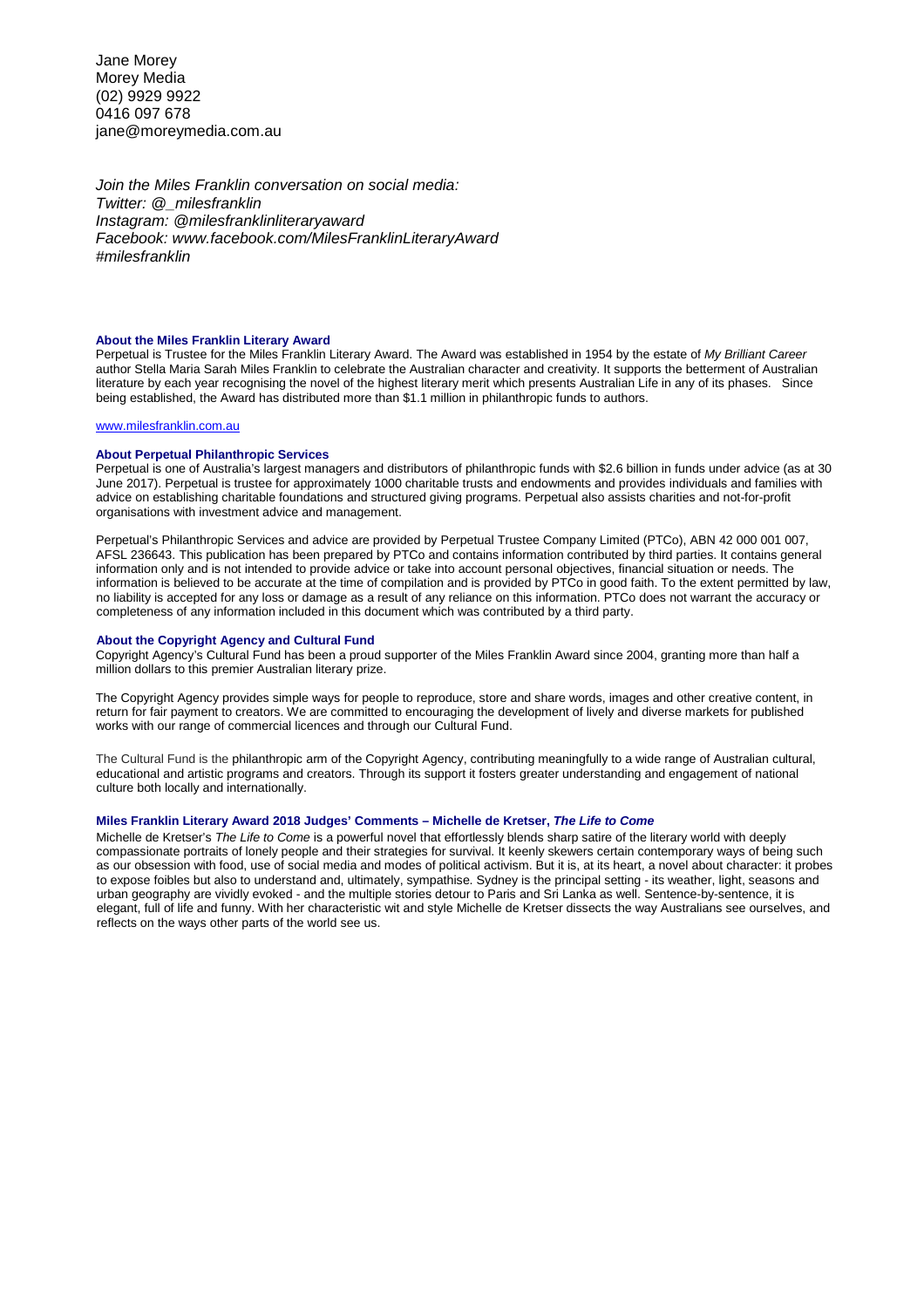Jane Morey
Morey Media
(02) 9929 9922
0416 097 678
jane@moreymedia.com.au

*Join the Miles Franklin conversation on social media:*
*Twitter: @_milesfranklin*
*Instagram: @milesfranklinliteraryaward*
*Facebook: www.facebook.com/MilesFranklinLiteraryAward*
*#milesfranklin*

**About the Miles Franklin Literary Award**

Perpetual is Trustee for the Miles Franklin Literary Award. The Award was established in 1954 by the estate of *My Brilliant Career* author Stella Maria Sarah Miles Franklin to celebrate the Australian character and creativity. It supports the betterment of Australian literature by each year recognising the novel of the highest literary merit which presents Australian Life in any of its phases. Since being established, the Award has distributed more than $1.1 million in philanthropic funds to authors.

www.milesfranklin.com.au

**About Perpetual Philanthropic Services**

Perpetual is one of Australia's largest managers and distributors of philanthropic funds with $2.6 billion in funds under advice (as at 30 June 2017). Perpetual is trustee for approximately 1000 charitable trusts and endowments and provides individuals and families with advice on establishing charitable foundations and structured giving programs. Perpetual also assists charities and not-for-profit organisations with investment advice and management.

Perpetual's Philanthropic Services and advice are provided by Perpetual Trustee Company Limited (PTCo), ABN 42 000 001 007, AFSL 236643. This publication has been prepared by PTCo and contains information contributed by third parties. It contains general information only and is not intended to provide advice or take into account personal objectives, financial situation or needs. The information is believed to be accurate at the time of compilation and is provided by PTCo in good faith. To the extent permitted by law, no liability is accepted for any loss or damage as a result of any reliance on this information. PTCo does not warrant the accuracy or completeness of any information included in this document which was contributed by a third party.

**About the Copyright Agency and Cultural Fund**

Copyright Agency's Cultural Fund has been a proud supporter of the Miles Franklin Award since 2004, granting more than half a million dollars to this premier Australian literary prize.

The Copyright Agency provides simple ways for people to reproduce, store and share words, images and other creative content, in return for fair payment to creators. We are committed to encouraging the development of lively and diverse markets for published works with our range of commercial licences and through our Cultural Fund.

The Cultural Fund is the philanthropic arm of the Copyright Agency, contributing meaningfully to a wide range of Australian cultural, educational and artistic programs and creators. Through its support it fosters greater understanding and engagement of national culture both locally and internationally.

**Miles Franklin Literary Award 2018 Judges' Comments – Michelle de Kretser, *The Life to Come***

Michelle de Kretser's *The Life to Come* is a powerful novel that effortlessly blends sharp satire of the literary world with deeply compassionate portraits of lonely people and their strategies for survival. It keenly skewers certain contemporary ways of being such as our obsession with food, use of social media and modes of political activism. But it is, at its heart, a novel about character: it probes to expose foibles but also to understand and, ultimately, sympathise. Sydney is the principal setting - its weather, light, seasons and urban geography are vividly evoked - and the multiple stories detour to Paris and Sri Lanka as well. Sentence-by-sentence, it is elegant, full of life and funny. With her characteristic wit and style Michelle de Kretser dissects the way Australians see ourselves, and reflects on the ways other parts of the world see us.